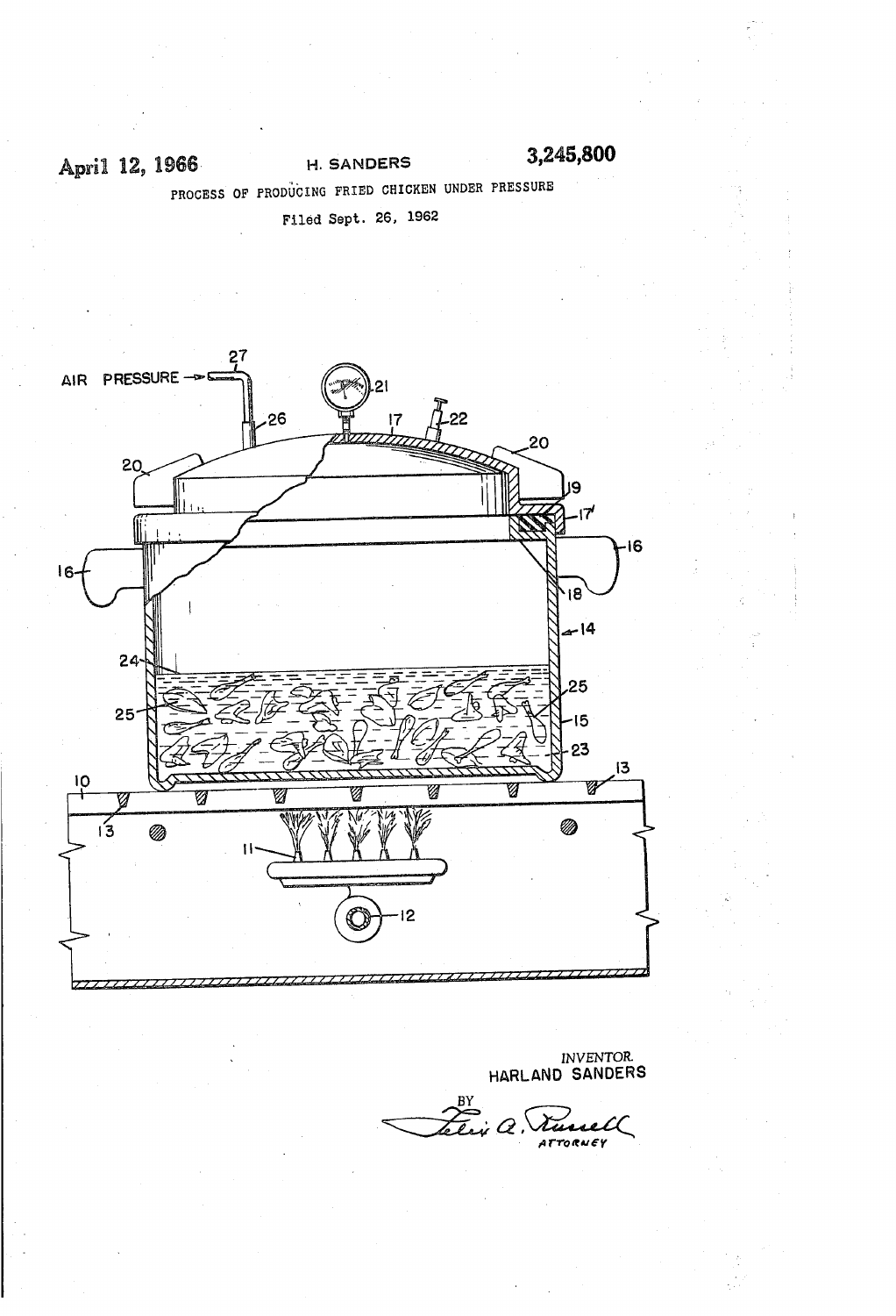April 12, 1966 H. SANDERS 3,245,800

PROCESS OF PRODUCING FRIED CHICKEN UNDER PRESSURE

Filed Sept. 26, 1962

AIR PRESSURE

27

21

26

17

22

20

20

19

17'

16

16

18

14

24

25

25

15

23

10

13

13

11

12

INVENTOR.
HARLAND SANDERS

BY
Felix A. Russell
ATTORNEY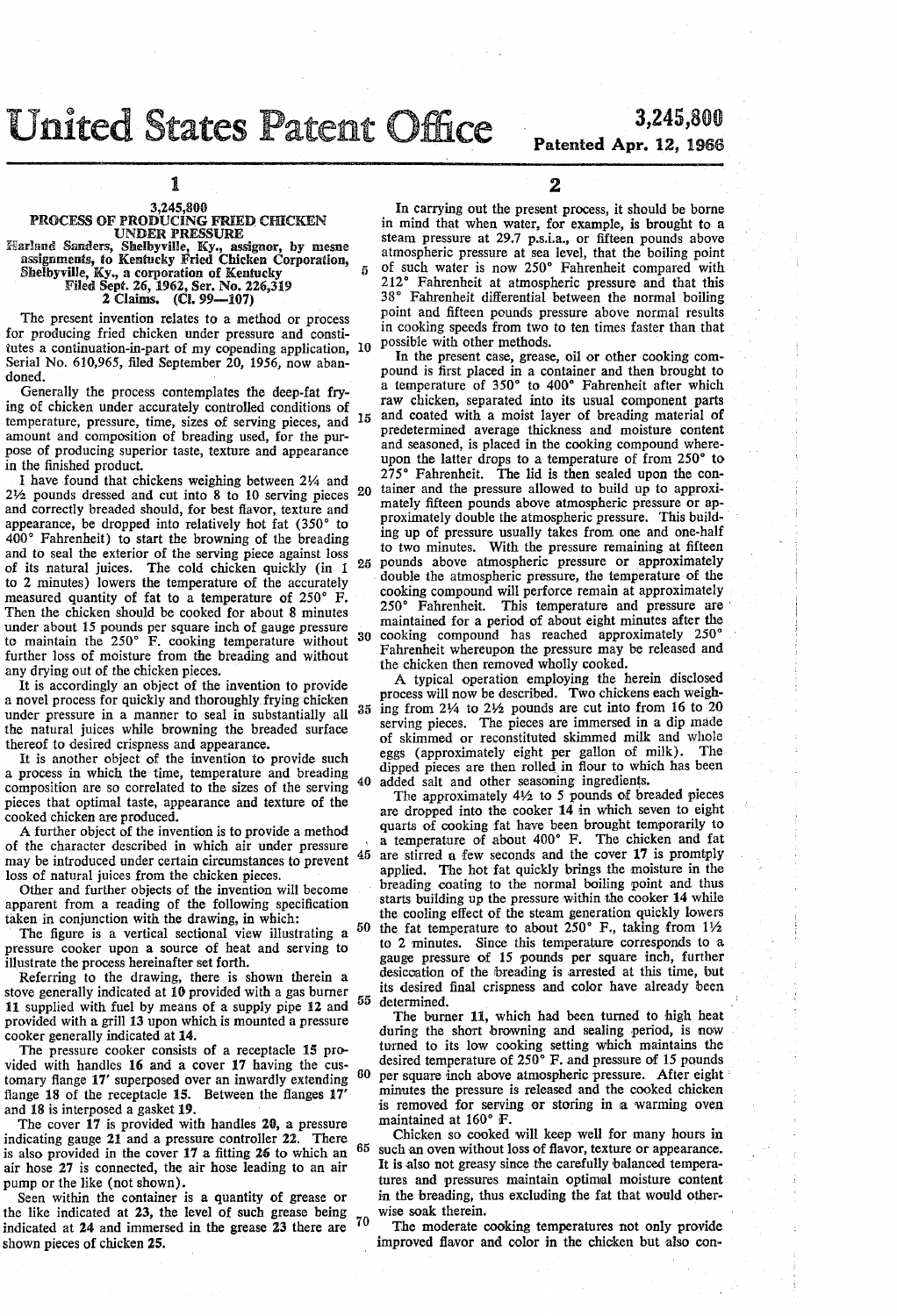# United States Patent Office

**3,245,800**
**Patented Apr. 12, 1966**

**3,245,800**
**PROCESS OF PRODUCING FRIED CHICKEN UNDER PRESSURE**

Harland Sanders, Shelbyville, Ky., assignor, by mesne assignments, to Kentucky Fried Chicken Corporation, Shelbyville, Ky., a corporation of Kentucky
Filed Sept. 26, 1962, Ser. No. 226,319
2 Claims. (Cl. 99—107)

The present invention relates to a method or process for producing fried chicken under pressure and constitutes a continuation-in-part of my copending application, Serial No. 610,965, filed September 20, 1956, now abandoned.

Generally the process contemplates the deep-fat frying of chicken under accurately controlled conditions of temperature, pressure, time, sizes of serving pieces, and amount and composition of breading used, for the purpose of producing superior taste, texture and appearance in the finished product.

I have found that chickens weighing between 2¼ and 2½ pounds dressed and cut into 8 to 10 serving pieces and correctly breaded should, for best flavor, texture and appearance, be dropped into relatively hot fat (350° to 400° Fahrenheit) to start the browning of the breading and to seal the exterior of the serving piece against loss of its natural juices. The cold chicken quickly (in 1 to 2 minutes) lowers the temperature of the accurately measured quantity of fat to a temperature of 250° F. Then the chicken should be cooked for about 8 minutes under about 15 pounds per square inch of gauge pressure to maintain the 250° F. cooking temperature without further loss of moisture from the breading and without any drying out of the chicken pieces.

It is accordingly an object of the invention to provide a novel process for quickly and thoroughly frying chicken under pressure in a manner to seal in substantially all the natural juices while browning the breaded surface thereof to desired crispness and appearance.

It is another object of the invention to provide such a process in which the time, temperature and breading composition are so correlated to the sizes of the serving pieces that optimal taste, appearance and texture of the cooked chicken are produced.

A further object of the invention is to provide a method of the character described in which air under pressure may be introduced under certain circumstances to prevent loss of natural juices from the chicken pieces.

Other and further objects of the invention will become apparent from a reading of the following specification taken in conjunction with the drawing, in which:

The figure is a vertical sectional view illustrating a pressure cooker upon a source of heat and serving to illustrate the process hereinafter set forth.

Referring to the drawing, there is shown therein a stove generally indicated at 10 provided with a gas burner 11 supplied with fuel by means of a supply pipe 12 and provided with a grill 13 upon which is mounted a pressure cooker generally indicated at 14.

The pressure cooker consists of a receptacle 15 provided with handles 16 and a cover 17 having the customary flange 17' superposed over an inwardly extending flange 18 of the receptacle 15. Between the flanges 17' and 18 is interposed a gasket 19.

The cover 17 is provided with handles 20, a pressure indicating gauge 21 and a pressure controller 22. There is also provided in the cover 17 a fitting 26 to which an air hose 27 is connected, the air hose leading to an air pump or the like (not shown).

Seen within the container is a quantity of grease or the like indicated at 23, the level of such grease being indicated at 24 and immersed in the grease 23 there are shown pieces of chicken 25.

In carrying out the present process, it should be borne in mind that when water, for example, is brought to a steam pressure at 29.7 p.s.i.a., or fifteen pounds above atmospheric pressure at sea level, that the boiling point of such water is now 250° Fahrenheit compared with 212° Fahrenheit at atmospheric pressure and that this 38° Fahrenheit differential between the normal boiling point and fifteen pounds pressure above normal results in cooking speeds from two to ten times faster than that possible with other methods.

In the present case, grease, oil or other cooking compound is first placed in a container and then brought to a temperature of 350° to 400° Fahrenheit after which raw chicken, separated into its usual component parts and coated with a moist layer of breading material of predetermined average thickness and moisture content and seasoned, is placed in the cooking compound whereupon the latter drops to a temperature of from 250° to 275° Fahrenheit. The lid is then sealed upon the container and the pressure allowed to build up to approximately fifteen pounds above atmospheric pressure or approximately double the atmospheric pressure. This building up of pressure usually takes from one and one-half to two minutes. With the pressure remaining at fifteen pounds above atmospheric pressure or approximately double the atmospheric pressure, the temperature of the cooking compound will perforce remain at approximately 250° Fahrenheit. This temperature and pressure are maintained for a period of about eight minutes after the cooking compound has reached approximately 250° Fahrenheit whereupon the pressure may be released and the chicken then removed wholly cooked.

A typical operation employing the herein disclosed process will now be described. Two chickens each weighing from 2¼ to 2½ pounds are cut into from 16 to 20 serving pieces. The pieces are immersed in a dip made of skimmed or reconstituted skimmed milk and whole eggs (approximately eight per gallon of milk). The dipped pieces are then rolled in flour to which has been added salt and other seasoning ingredients.

The approximately 4½ to 5 pounds of breaded pieces are dropped into the cooker 14 in which seven to eight quarts of cooking fat have been brought temporarily to a temperature of about 400° F. The chicken and fat are stirred a few seconds and the cover 17 is promptly applied. The hot fat quickly brings the moisture in the breading coating to the normal boiling point and thus starts building up the pressure within the cooker 14 while the cooling effect of the steam generation quickly lowers the fat temperature to about 250° F., taking from 1½ to 2 minutes. Since this temperature corresponds to a gauge pressure of 15 pounds per square inch, further desiccation of the breading is arrested at this time, but its desired final crispness and color have already been determined.

The burner 11, which had been turned to high heat during the short browning and sealing period, is now turned to its low cooking setting which maintains the desired temperature of 250° F. and pressure of 15 pounds per square inch above atmospheric pressure. After eight minutes the pressure is released and the cooked chicken is removed for serving or storing in a warming oven maintained at 160° F.

Chicken so cooked will keep well for many hours in such an oven without loss of flavor, texture or appearance. It is also not greasy since the carefully balanced temperatures and pressures maintain optimal moisture content in the breading, thus excluding the fat that would otherwise soak therein.

The moderate cooking temperatures not only provide improved flavor and color in the chicken but also con-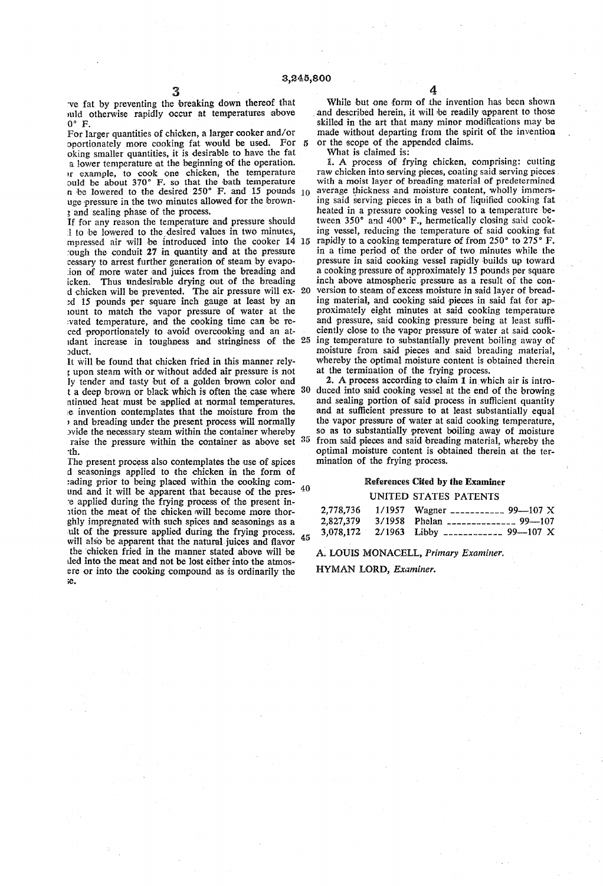-ve fat by preventing the breaking down thereof that )uld otherwise rapidly occur at temperatures above 0° F.

For larger quantities of chicken, a larger cooker and/or oportionately more cooking fat would be used. For oking smaller quantities, it is desirable to have the fat a lower temperature at the beginning of the operation. »r example, to cook one chicken, the temperature ould be about 370° F. so that the bath temperature n be lowered to the desired 250° F. and 15 pounds uge pressure in the two minutes allowed for the brown- ; and sealing phase of the process.

If for any reason the temperature and pressure should 1 to be lowered to the desired values in two minutes, mpressed air will be introduced into the cooker 14 :ough the conduit 27 in quantity and at the pressure cessary to arrest further generation of steam by evapo- ion of more water and juices from the breading and icken. Thus undesirable drying out of the breading d chicken will be prevented. The air pressure will ex- ed 15 pounds per square inch gauge at least by an iount to match the vapor pressure of water at the vated temperature, and the cooking time can be re- ced proportionately to avoid overcooking and an at- idant increase in toughness and stringiness of the oduct.

It will be found that chicken fried in this manner rely- ; upon steam with or without added air pressure is not ly tender and tasty but of a golden brown color and t a deep brown or black which is often the case where ntinued heat must be applied at normal temperatures. e invention contemplates that the moisture from the › and breading under the present process will normally ovide the necessary steam within the container whereby raise the pressure within the container as above set th.

The present process also contemplates the use of spices d seasonings applied to the chicken in the form of ading prior to being placed within the cooking com- und and it will be apparent that because of the pres- e applied during the frying process of the present in- ntion the meat of the chicken will become more thor- ghly impregnated with such spices and seasonings as a ult of the pressure applied during the frying process. will also be apparent that the natural juices and flavor the chicken fried in the manner stated above will be led into the meat and not be lost either into the atmos- ere or into the cooking compound as is ordinarily the se.

While but one form of the invention has been shown and described herein, it will be readily apparent to those skilled in the art that many minor modifications may be made without departing from the spirit of the invention or the scope of the appended claims.

What is claimed is:

1. A process of frying chicken, comprising: cutting raw chicken into serving pieces, coating said serving pieces with a moist layer of breading material of predetermined average thickness and moisture content, wholly immersing said serving pieces in a bath of liquified cooking fat heated in a pressure cooking vessel to a temperature between 350° and 400° F., hermetically closing said cooking vessel, reducing the temperature of said cooking fat rapidly to a cooking temperature of from 250° to 275° F. in a time period of the order of two minutes while the pressure in said cooking vessel rapidly builds up toward a cooking pressure of approximately 15 pounds per square inch above atmospheric pressure as a result of the conversion to steam of excess moisture in said layer of breading material, and cooking said pieces in said fat for approximately eight minutes at said cooking temperature and pressure, said cooking pressure being at least sufficiently close to the vapor pressure of water at said cooking temperature to substantially prevent boiling away of moisture from said pieces and said breading material, whereby the optimal moisture content is obtained therein at the termination of the frying process.

2. A process according to claim 1 in which air is introduced into said cooking vessel at the end of the browing and sealing portion of said process in sufficient quantity and at sufficient pressure to at least substantially equal the vapor pressure of water at said cooking temperature, so as to substantially prevent boiling away of moisture from said pieces and said breading material, whereby the optimal moisture content is obtained therein at the termination of the frying process.

**References Cited by the Examiner**

UNITED STATES PATENTS

| | | | |
|---|---|---|---|
| 2,778,736 | 1/1957 | Wagner | 99—107 X |
| 2,827,379 | 3/1958 | Phelan | 99—107 |
| 3,078,172 | 2/1963 | Libby | 99—107 X |

A. LOUIS MONACELL, *Primary Examiner.*

HYMAN LORD, *Examiner.*